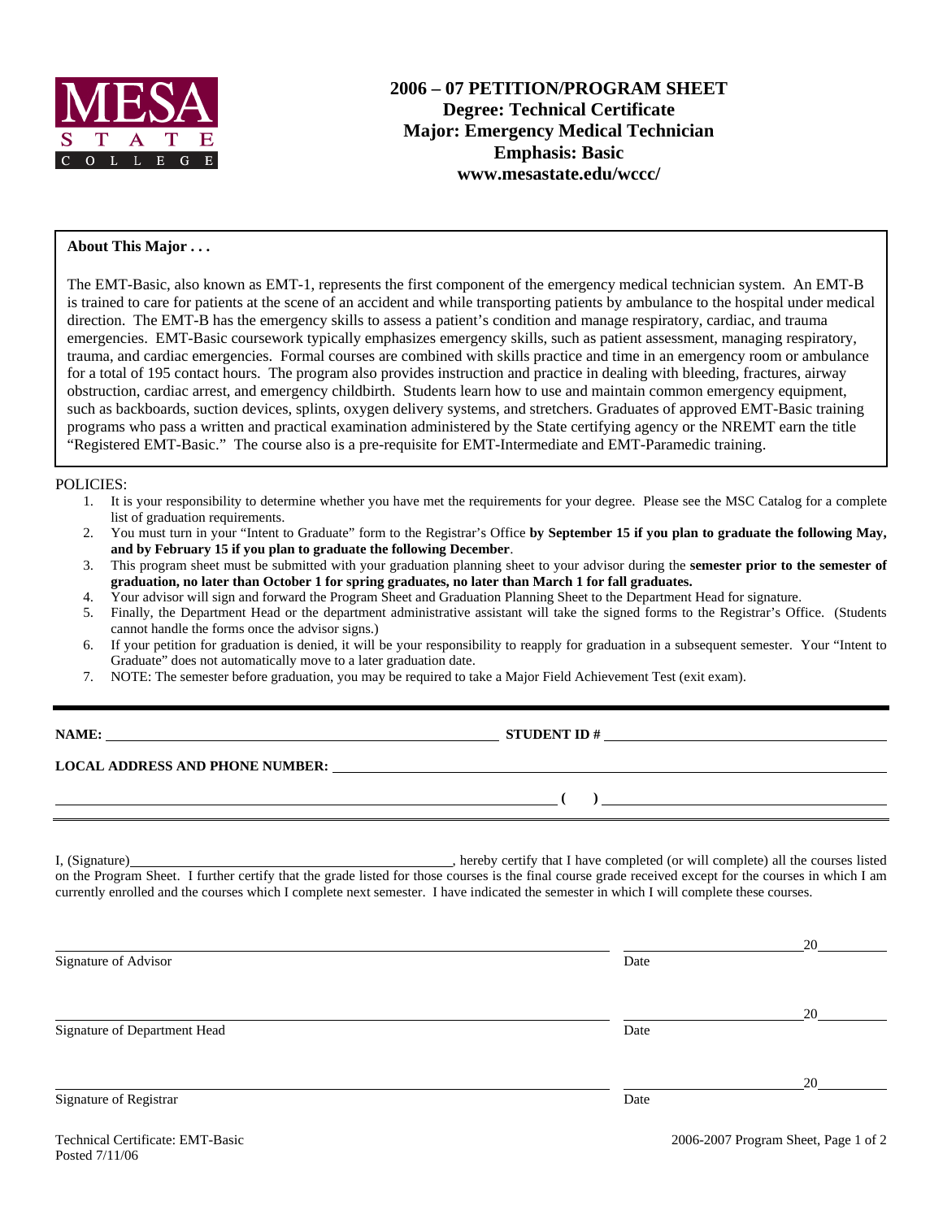MESA STATE COLLEGE

# 2006 – 07 PETITION/PROGRAM SHEET
## Degree: Technical Certificate
## Major: Emergency Medical Technician
## Emphasis: Basic
## www.mesastate.edu/wccc/

**About This Major . . .**

The EMT-Basic, also known as EMT-1, represents the first component of the emergency medical technician system. An EMT-B is trained to care for patients at the scene of an accident and while transporting patients by ambulance to the hospital under medical direction. The EMT-B has the emergency skills to assess a patient's condition and manage respiratory, cardiac, and trauma emergencies. EMT-Basic coursework typically emphasizes emergency skills, such as patient assessment, managing respiratory, trauma, and cardiac emergencies. Formal courses are combined with skills practice and time in an emergency room or ambulance for a total of 195 contact hours. The program also provides instruction and practice in dealing with bleeding, fractures, airway obstruction, cardiac arrest, and emergency childbirth. Students learn how to use and maintain common emergency equipment, such as backboards, suction devices, splints, oxygen delivery systems, and stretchers. Graduates of approved EMT-Basic training programs who pass a written and practical examination administered by the State certifying agency or the NREMT earn the title "Registered EMT-Basic." The course also is a pre-requisite for EMT-Intermediate and EMT-Paramedic training.

POLICIES:

1. It is your responsibility to determine whether you have met the requirements for your degree. Please see the MSC Catalog for a complete list of graduation requirements.
2. You must turn in your "Intent to Graduate" form to the Registrar's Office **by September 15 if you plan to graduate the following May, and by February 15 if you plan to graduate the following December**.
3. This program sheet must be submitted with your graduation planning sheet to your advisor during the **semester prior to the semester of graduation, no later than October 1 for spring graduates, no later than March 1 for fall graduates.**
4. Your advisor will sign and forward the Program Sheet and Graduation Planning Sheet to the Department Head for signature.
5. Finally, the Department Head or the department administrative assistant will take the signed forms to the Registrar's Office. (Students cannot handle the forms once the advisor signs.)
6. If your petition for graduation is denied, it will be your responsibility to reapply for graduation in a subsequent semester. Your "Intent to Graduate" does not automatically move to a later graduation date.
7. NOTE: The semester before graduation, you may be required to take a Major Field Achievement Test (exit exam).

---

**NAME:** ______________________________ **STUDENT ID #** ______________________________

**LOCAL ADDRESS AND PHONE NUMBER:** ______________________________

______________________________ **(  )** ______________________________

I, (Signature)______________________________, hereby certify that I have completed (or will complete) all the courses listed on the Program Sheet. I further certify that the grade listed for those courses is the final course grade received except for the courses in which I am currently enrolled and the courses which I complete next semester. I have indicated the semester in which I will complete these courses.

______________________________ ______________ 20____
Signature of Advisor Date

______________________________ ______________ 20____
Signature of Department Head Date

______________________________ ______________ 20____
Signature of Registrar Date

Technical Certificate: EMT-Basic
Posted 7/11/06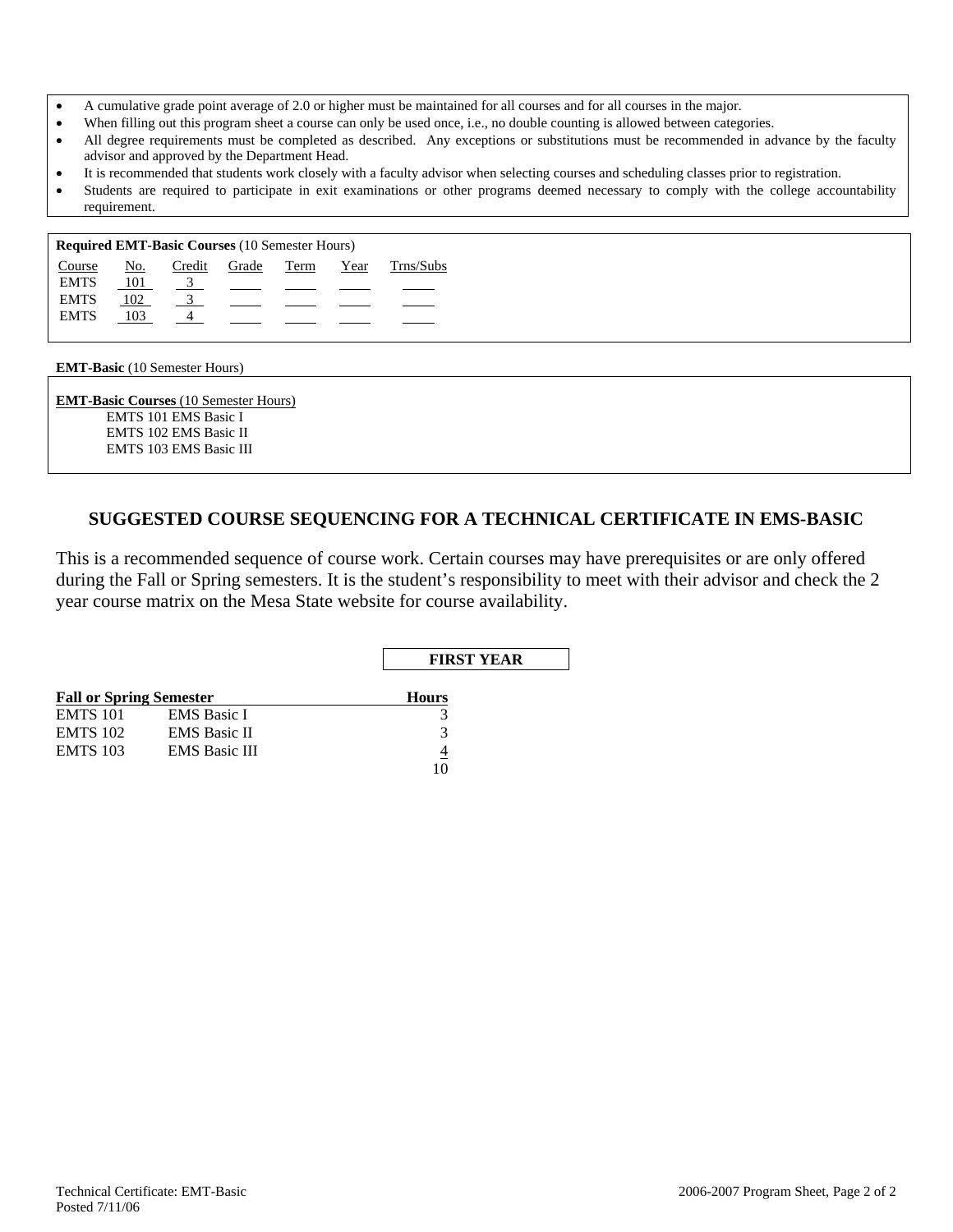- A cumulative grade point average of 2.0 or higher must be maintained for all courses and for all courses in the major.
- When filling out this program sheet a course can only be used once, i.e., no double counting is allowed between categories.
- All degree requirements must be completed as described. Any exceptions or substitutions must be recommended in advance by the faculty advisor and approved by the Department Head.
- It is recommended that students work closely with a faculty advisor when selecting courses and scheduling classes prior to registration.
- Students are required to participate in exit examinations or other programs deemed necessary to comply with the college accountability requirement.

**Required EMT-Basic Courses** (10 Semester Hours)

| Course | No. | Credit | Grade | Term | Year | Trns/Subs |
|---|---|---|---|---|---|---|
| EMTS | 101 | 3 | | | | |
| EMTS | 102 | 3 | | | | |
| EMTS | 103 | 4 | | | | |

**EMT-Basic** (10 Semester Hours)

**EMT-Basic Courses** (10 Semester Hours)

EMTS 101 EMS Basic I
EMTS 102 EMS Basic II
EMTS 103 EMS Basic III

## SUGGESTED COURSE SEQUENCING FOR A TECHNICAL CERTIFICATE IN EMS-BASIC

This is a recommended sequence of course work. Certain courses may have prerequisites or are only offered during the Fall or Spring semesters. It is the student's responsibility to meet with their advisor and check the 2 year course matrix on the Mesa State website for course availability.

**FIRST YEAR**

| Fall or Spring Semester | | Hours |
|---|---|---|
| EMTS 101 | EMS Basic I | 3 |
| EMTS 102 | EMS Basic II | 3 |
| EMTS 103 | EMS Basic III | 4 |
| | | 10 |

Technical Certificate: EMT-Basic
Posted 7/11/06

2006-2007 Program Sheet, Page 2 of 2